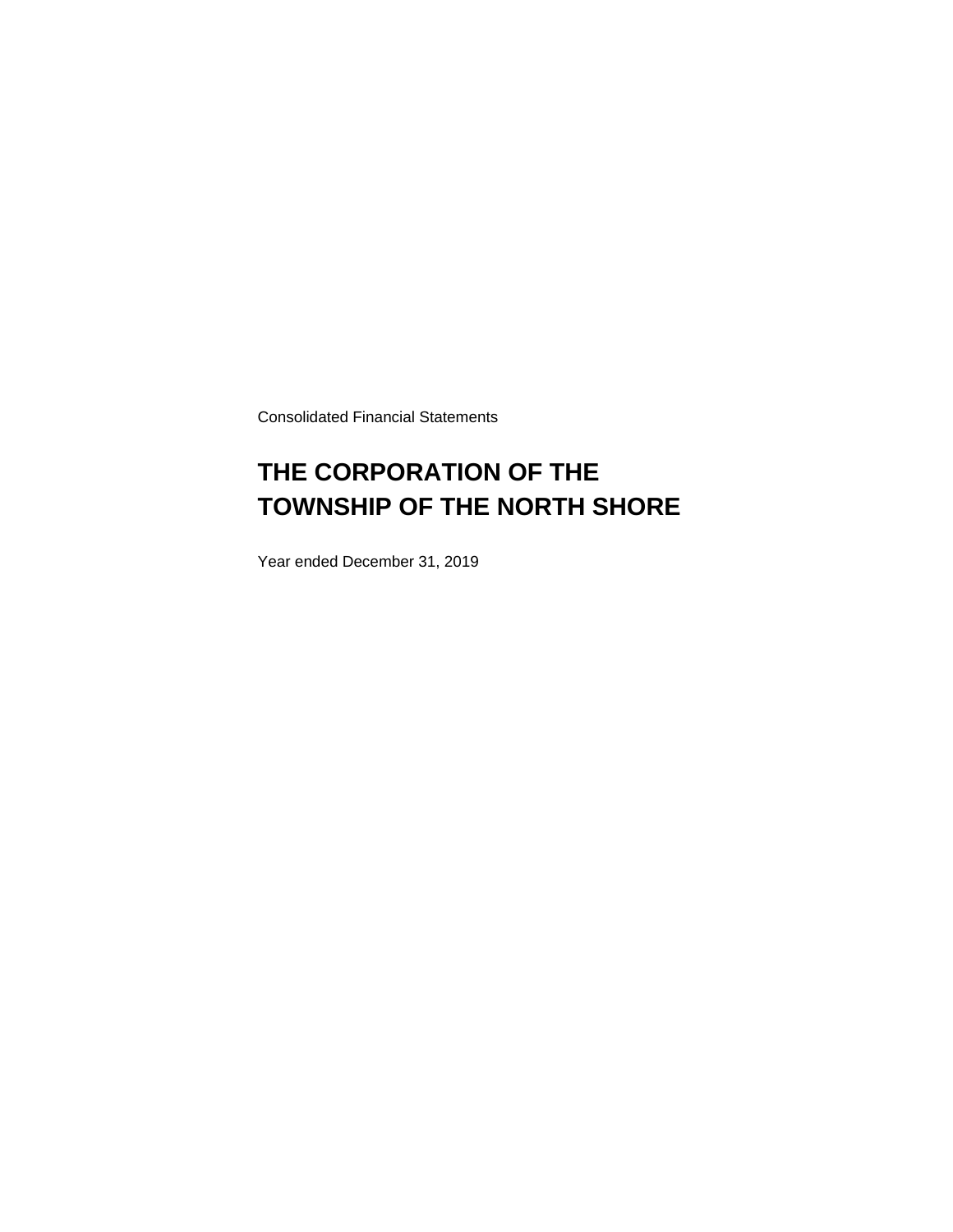Consolidated Financial Statements

# THE CORPORATION OF THE TOWNSHIP OF THE NORTH SHORE

Year ended December 31, 2019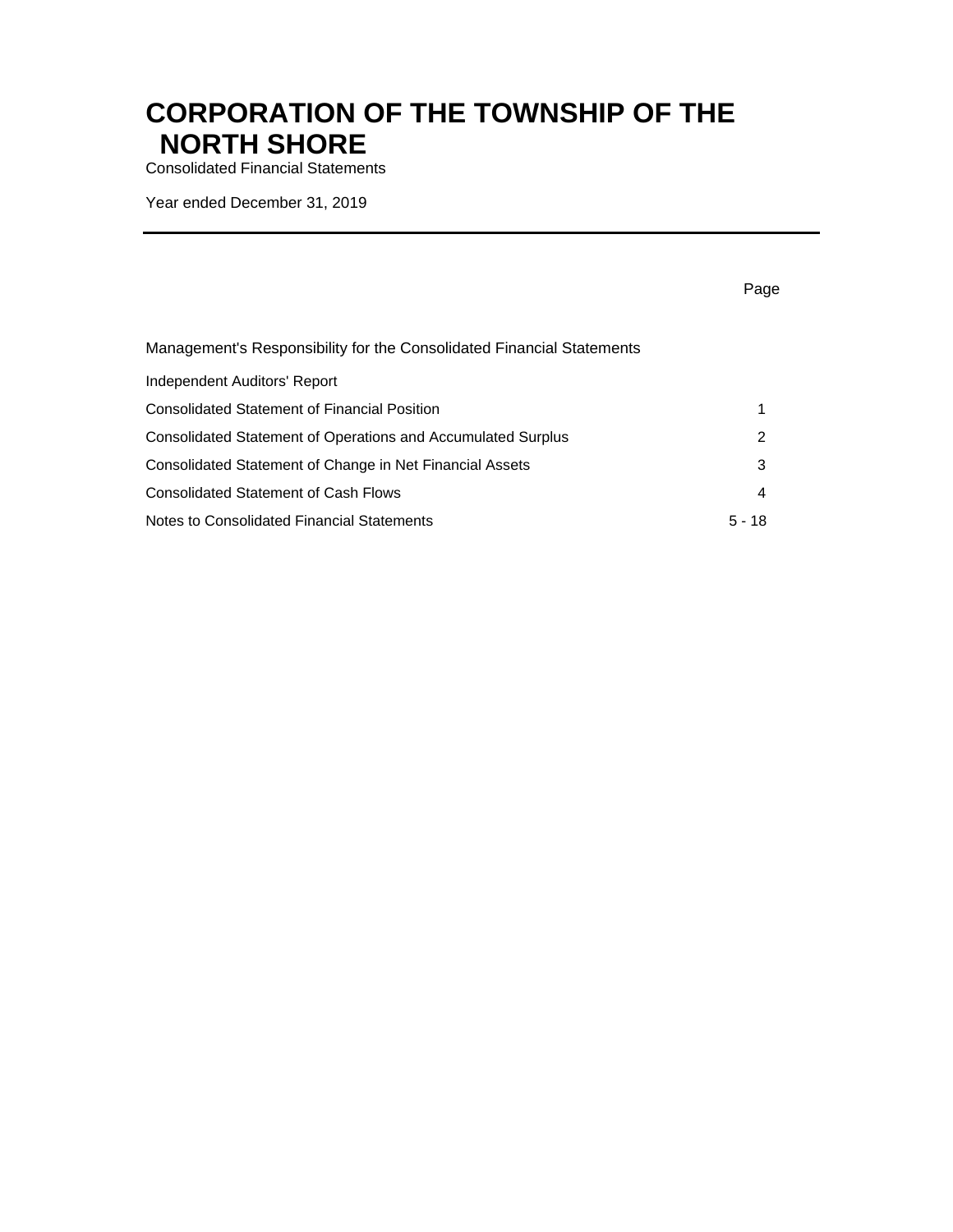# CORPORATION OF THE TOWNSHIP OF THE NORTH SHORE

Consolidated Financial Statements

Year ended December 31, 2019

| | Page |
|---|---|
| Management's Responsibility for the Consolidated Financial Statements | |
| Independent Auditors' Report | |
| Consolidated Statement of Financial Position | 1 |
| Consolidated Statement of Operations and Accumulated Surplus | 2 |
| Consolidated Statement of Change in Net Financial Assets | 3 |
| Consolidated Statement of Cash Flows | 4 |
| Notes to Consolidated Financial Statements | 5 - 18 |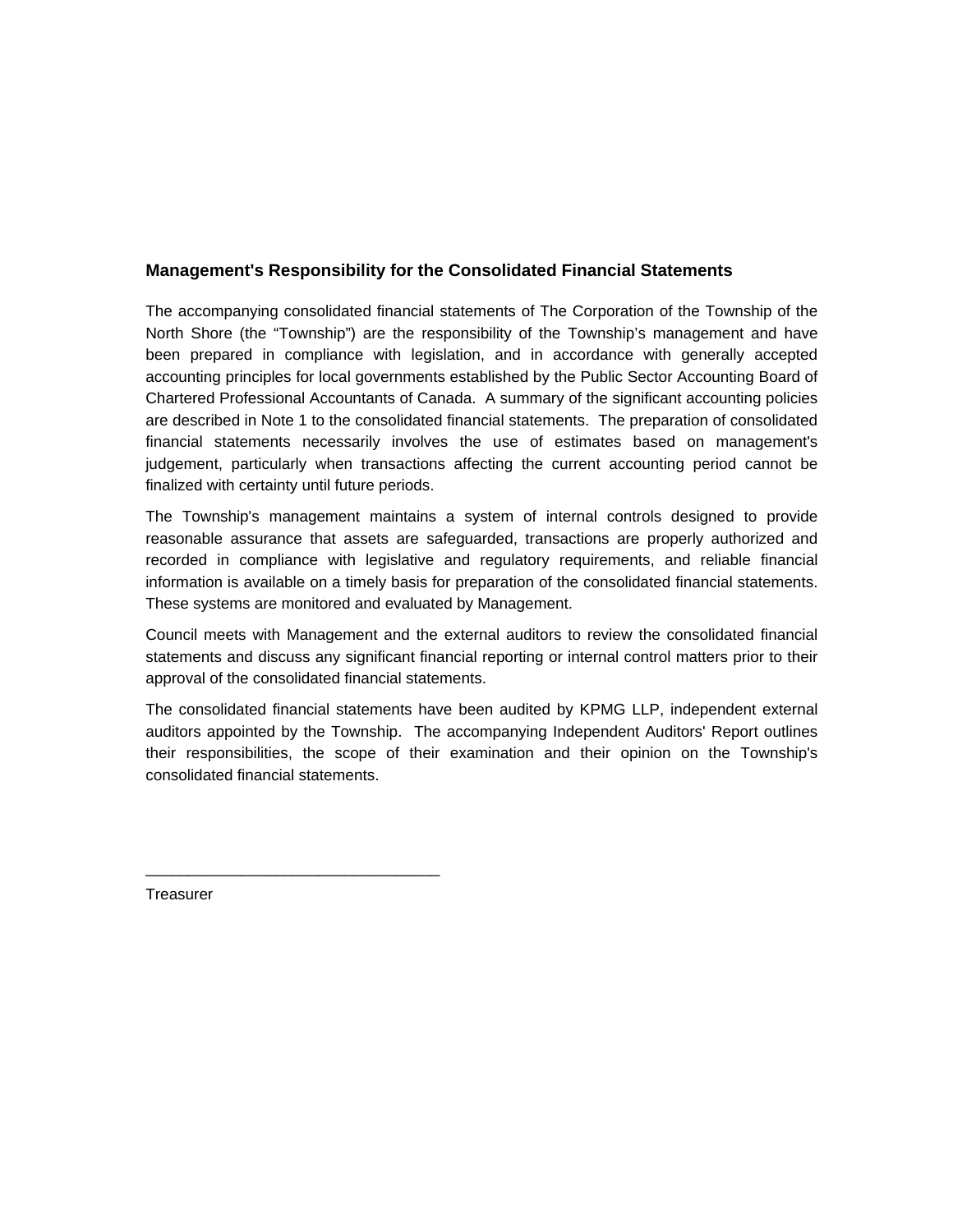## Management's Responsibility for the Consolidated Financial Statements

The accompanying consolidated financial statements of The Corporation of the Township of the North Shore (the "Township") are the responsibility of the Township's management and have been prepared in compliance with legislation, and in accordance with generally accepted accounting principles for local governments established by the Public Sector Accounting Board of Chartered Professional Accountants of Canada. A summary of the significant accounting policies are described in Note 1 to the consolidated financial statements. The preparation of consolidated financial statements necessarily involves the use of estimates based on management's judgement, particularly when transactions affecting the current accounting period cannot be finalized with certainty until future periods.

The Township's management maintains a system of internal controls designed to provide reasonable assurance that assets are safeguarded, transactions are properly authorized and recorded in compliance with legislative and regulatory requirements, and reliable financial information is available on a timely basis for preparation of the consolidated financial statements. These systems are monitored and evaluated by Management.

Council meets with Management and the external auditors to review the consolidated financial statements and discuss any significant financial reporting or internal control matters prior to their approval of the consolidated financial statements.

The consolidated financial statements have been audited by KPMG LLP, independent external auditors appointed by the Township. The accompanying Independent Auditors' Report outlines their responsibilities, the scope of their examination and their opinion on the Township's consolidated financial statements.

\_\_\_\_\_\_\_\_\_\_\_\_\_\_\_\_\_\_\_\_\_\_\_\_\_\_\_\_\_\_\_\_\_\_

Treasurer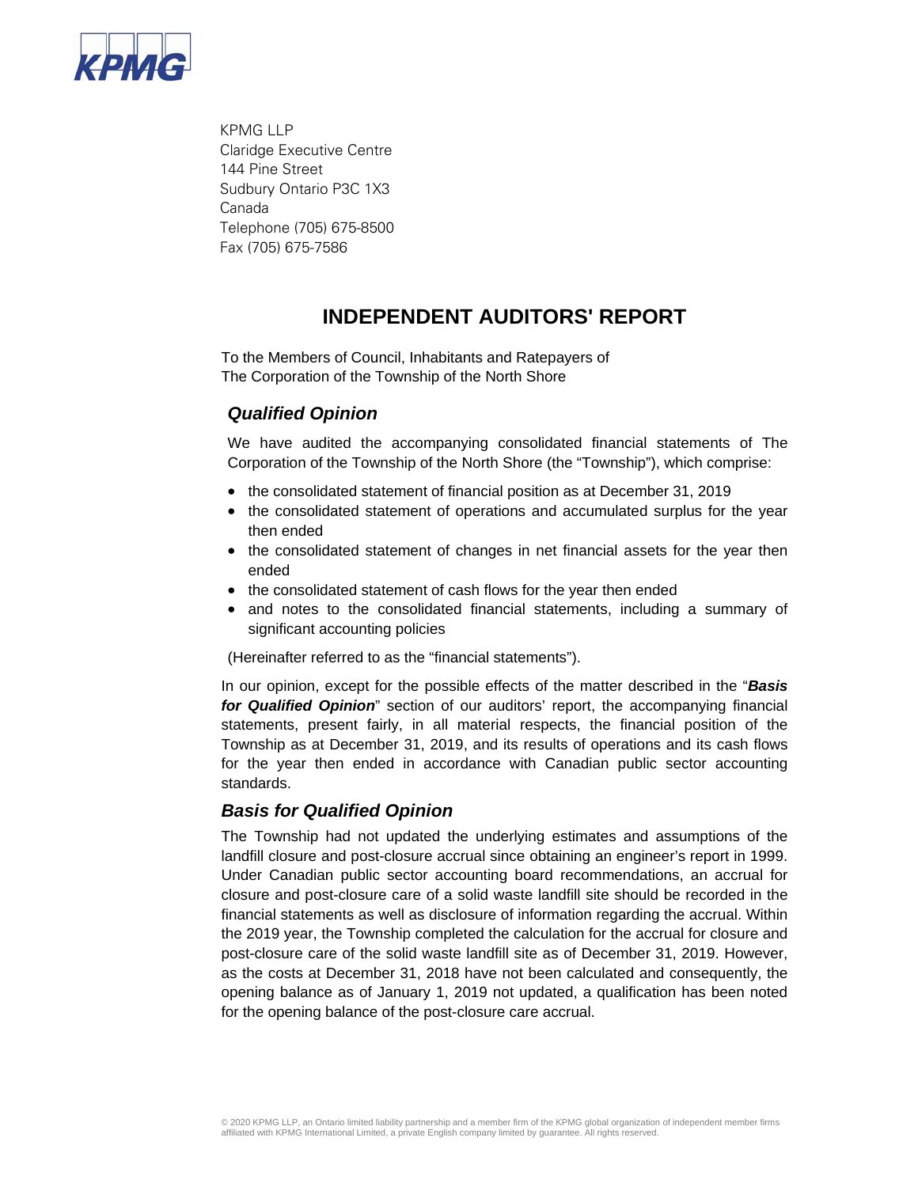KPMG LLP
Claridge Executive Centre
144 Pine Street
Sudbury Ontario P3C 1X3
Canada
Telephone (705) 675-8500
Fax (705) 675-7586

# INDEPENDENT AUDITORS' REPORT

To the Members of Council, Inhabitants and Ratepayers of
The Corporation of the Township of the North Shore

## *Qualified Opinion*

We have audited the accompanying consolidated financial statements of The Corporation of the Township of the North Shore (the "Township"), which comprise:

- the consolidated statement of financial position as at December 31, 2019
- the consolidated statement of operations and accumulated surplus for the year then ended
- the consolidated statement of changes in net financial assets for the year then ended
- the consolidated statement of cash flows for the year then ended
- and notes to the consolidated financial statements, including a summary of significant accounting policies

(Hereinafter referred to as the "financial statements").

In our opinion, except for the possible effects of the matter described in the "***Basis for Qualified Opinion***" section of our auditors' report, the accompanying financial statements, present fairly, in all material respects, the financial position of the Township as at December 31, 2019, and its results of operations and its cash flows for the year then ended in accordance with Canadian public sector accounting standards.

## *Basis for Qualified Opinion*

The Township had not updated the underlying estimates and assumptions of the landfill closure and post-closure accrual since obtaining an engineer's report in 1999. Under Canadian public sector accounting board recommendations, an accrual for closure and post-closure care of a solid waste landfill site should be recorded in the financial statements as well as disclosure of information regarding the accrual. Within the 2019 year, the Township completed the calculation for the accrual for closure and post-closure care of the solid waste landfill site as of December 31, 2019. However, as the costs at December 31, 2018 have not been calculated and consequently, the opening balance as of January 1, 2019 not updated, a qualification has been noted for the opening balance of the post-closure care accrual.

© 2020 KPMG LLP, an Ontario limited liability partnership and a member firm of the KPMG global organization of independent member firms affiliated with KPMG International Limited, a private English company limited by guarantee. All rights reserved.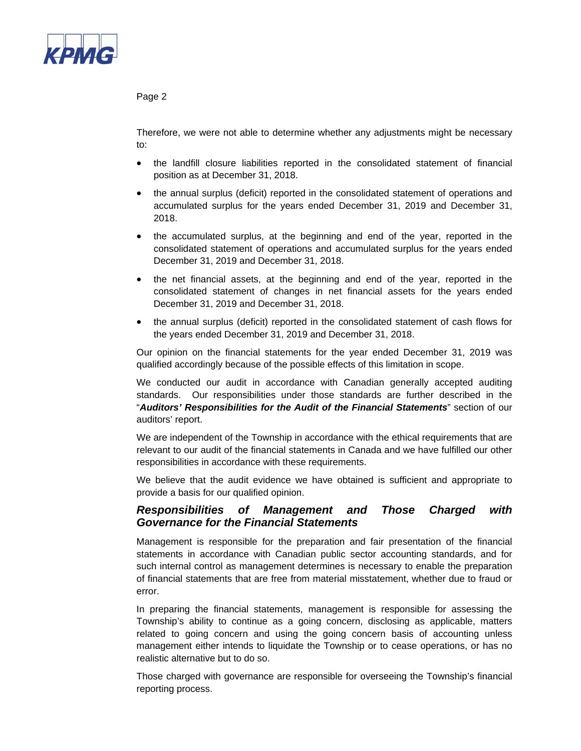Therefore, we were not able to determine whether any adjustments might be necessary to:

- the landfill closure liabilities reported in the consolidated statement of financial position as at December 31, 2018.
- the annual surplus (deficit) reported in the consolidated statement of operations and accumulated surplus for the years ended December 31, 2019 and December 31, 2018.
- the accumulated surplus, at the beginning and end of the year, reported in the consolidated statement of operations and accumulated surplus for the years ended December 31, 2019 and December 31, 2018.
- the net financial assets, at the beginning and end of the year, reported in the consolidated statement of changes in net financial assets for the years ended December 31, 2019 and December 31, 2018.
- the annual surplus (deficit) reported in the consolidated statement of cash flows for the years ended December 31, 2019 and December 31, 2018.

Our opinion on the financial statements for the year ended December 31, 2019 was qualified accordingly because of the possible effects of this limitation in scope.

We conducted our audit in accordance with Canadian generally accepted auditing standards. Our responsibilities under those standards are further described in the "***Auditors' Responsibilities for the Audit of the Financial Statements***" section of our auditors' report.

We are independent of the Township in accordance with the ethical requirements that are relevant to our audit of the financial statements in Canada and we have fulfilled our other responsibilities in accordance with these requirements.

We believe that the audit evidence we have obtained is sufficient and appropriate to provide a basis for our qualified opinion.

## *Responsibilities of Management and Those Charged with Governance for the Financial Statements*

Management is responsible for the preparation and fair presentation of the financial statements in accordance with Canadian public sector accounting standards, and for such internal control as management determines is necessary to enable the preparation of financial statements that are free from material misstatement, whether due to fraud or error.

In preparing the financial statements, management is responsible for assessing the Township's ability to continue as a going concern, disclosing as applicable, matters related to going concern and using the going concern basis of accounting unless management either intends to liquidate the Township or to cease operations, or has no realistic alternative but to do so.

Those charged with governance are responsible for overseeing the Township's financial reporting process.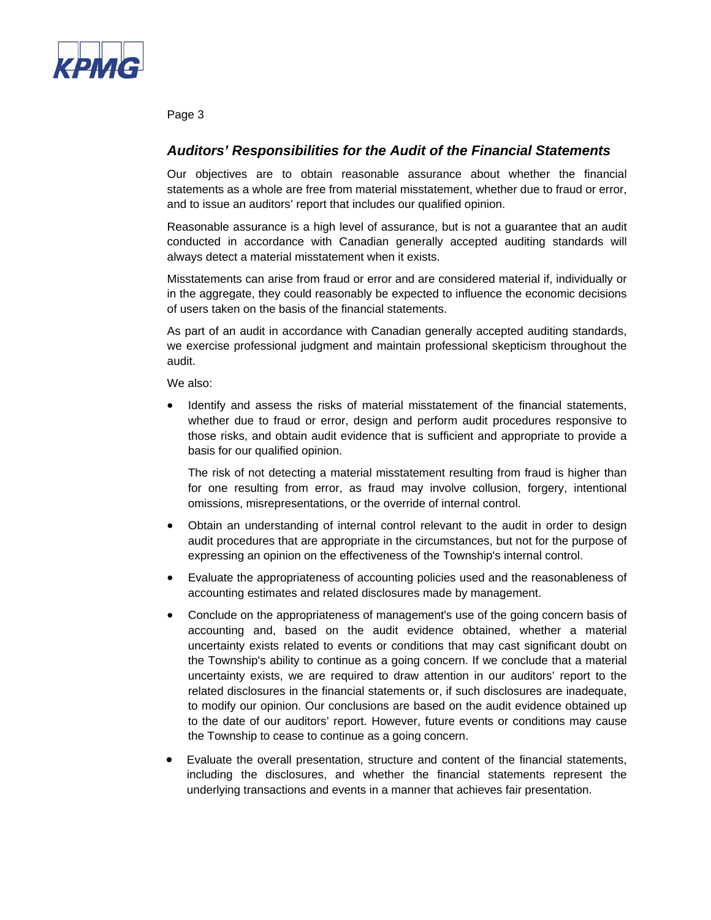### *Auditors' Responsibilities for the Audit of the Financial Statements*

Our objectives are to obtain reasonable assurance about whether the financial statements as a whole are free from material misstatement, whether due to fraud or error, and to issue an auditors' report that includes our qualified opinion.

Reasonable assurance is a high level of assurance, but is not a guarantee that an audit conducted in accordance with Canadian generally accepted auditing standards will always detect a material misstatement when it exists.

Misstatements can arise from fraud or error and are considered material if, individually or in the aggregate, they could reasonably be expected to influence the economic decisions of users taken on the basis of the financial statements.

As part of an audit in accordance with Canadian generally accepted auditing standards, we exercise professional judgment and maintain professional skepticism throughout the audit.

We also:

- Identify and assess the risks of material misstatement of the financial statements, whether due to fraud or error, design and perform audit procedures responsive to those risks, and obtain audit evidence that is sufficient and appropriate to provide a basis for our qualified opinion.

  The risk of not detecting a material misstatement resulting from fraud is higher than for one resulting from error, as fraud may involve collusion, forgery, intentional omissions, misrepresentations, or the override of internal control.

- Obtain an understanding of internal control relevant to the audit in order to design audit procedures that are appropriate in the circumstances, but not for the purpose of expressing an opinion on the effectiveness of the Township's internal control.

- Evaluate the appropriateness of accounting policies used and the reasonableness of accounting estimates and related disclosures made by management.

- Conclude on the appropriateness of management's use of the going concern basis of accounting and, based on the audit evidence obtained, whether a material uncertainty exists related to events or conditions that may cast significant doubt on the Township's ability to continue as a going concern. If we conclude that a material uncertainty exists, we are required to draw attention in our auditors' report to the related disclosures in the financial statements or, if such disclosures are inadequate, to modify our opinion. Our conclusions are based on the audit evidence obtained up to the date of our auditors' report. However, future events or conditions may cause the Township to cease to continue as a going concern.

- Evaluate the overall presentation, structure and content of the financial statements, including the disclosures, and whether the financial statements represent the underlying transactions and events in a manner that achieves fair presentation.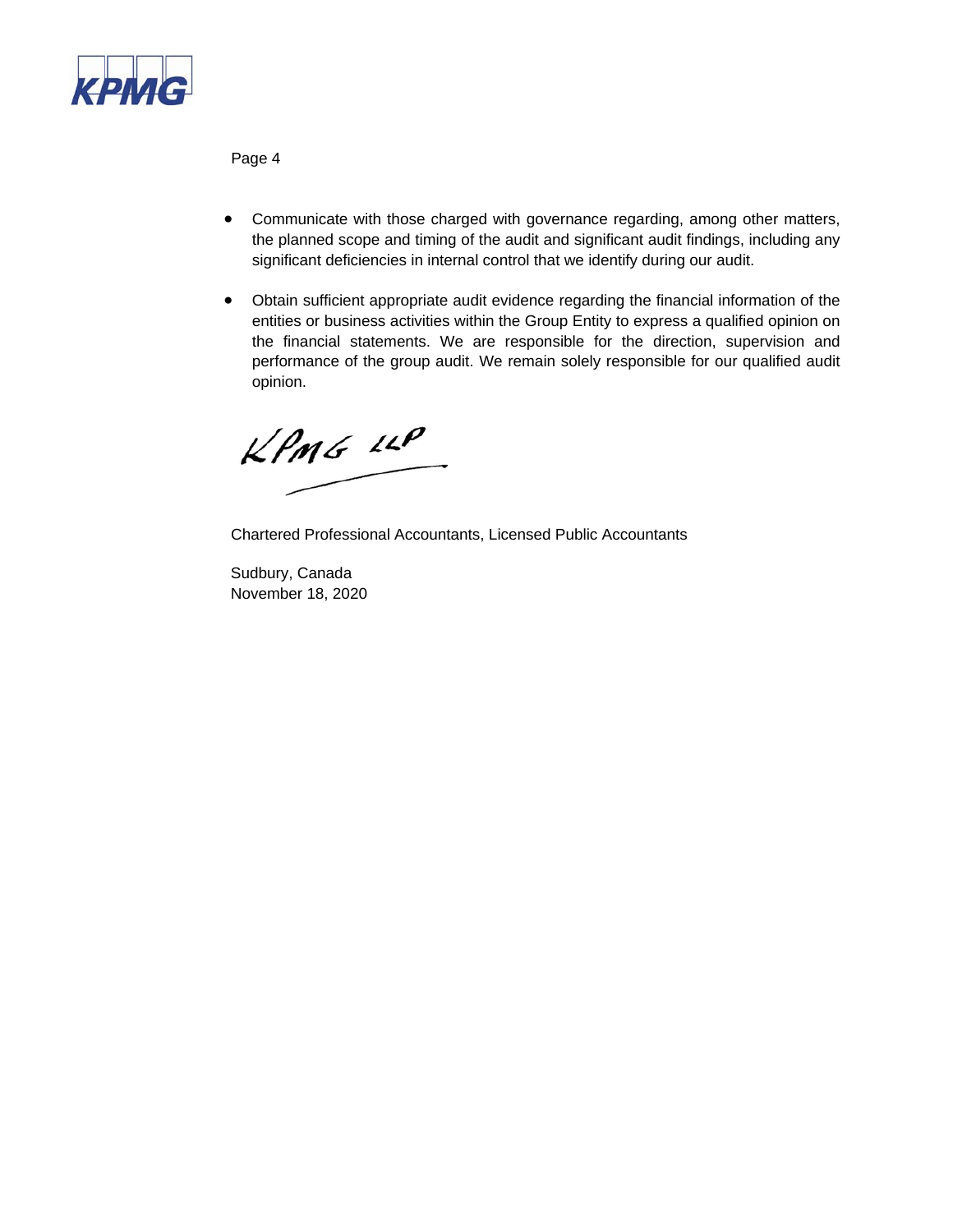- Communicate with those charged with governance regarding, among other matters, the planned scope and timing of the audit and significant audit findings, including any significant deficiencies in internal control that we identify during our audit.

- Obtain sufficient appropriate audit evidence regarding the financial information of the entities or business activities within the Group Entity to express a qualified opinion on the financial statements. We are responsible for the direction, supervision and performance of the group audit. We remain solely responsible for our qualified audit opinion.

KPMG LLP

Chartered Professional Accountants, Licensed Public Accountants

Sudbury, Canada
November 18, 2020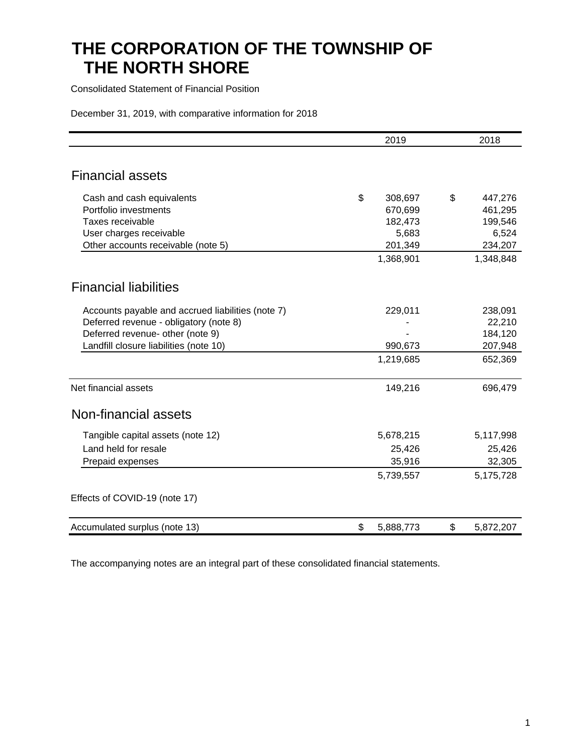# THE CORPORATION OF THE TOWNSHIP OF THE NORTH SHORE

Consolidated Statement of Financial Position

December 31, 2019, with comparative information for 2018

| | 2019 | 2018 |
|---|---|---|
| **Financial assets** | | |
| Cash and cash equivalents | $ 308,697 | $ 447,276 |
| Portfolio investments | 670,699 | 461,295 |
| Taxes receivable | 182,473 | 199,546 |
| User charges receivable | 5,683 | 6,524 |
| Other accounts receivable (note 5) | 201,349 | 234,207 |
| | 1,368,901 | 1,348,848 |
| **Financial liabilities** | | |
| Accounts payable and accrued liabilities (note 7) | 229,011 | 238,091 |
| Deferred revenue - obligatory (note 8) | - | 22,210 |
| Deferred revenue- other (note 9) | - | 184,120 |
| Landfill closure liabilities (note 10) | 990,673 | 207,948 |
| | 1,219,685 | 652,369 |
| Net financial assets | 149,216 | 696,479 |
| **Non-financial assets** | | |
| Tangible capital assets (note 12) | 5,678,215 | 5,117,998 |
| Land held for resale | 25,426 | 25,426 |
| Prepaid expenses | 35,916 | 32,305 |
| | 5,739,557 | 5,175,728 |
| Effects of COVID-19 (note 17) | | |
| Accumulated surplus (note 13) | $ 5,888,773 | $ 5,872,207 |

The accompanying notes are an integral part of these consolidated financial statements.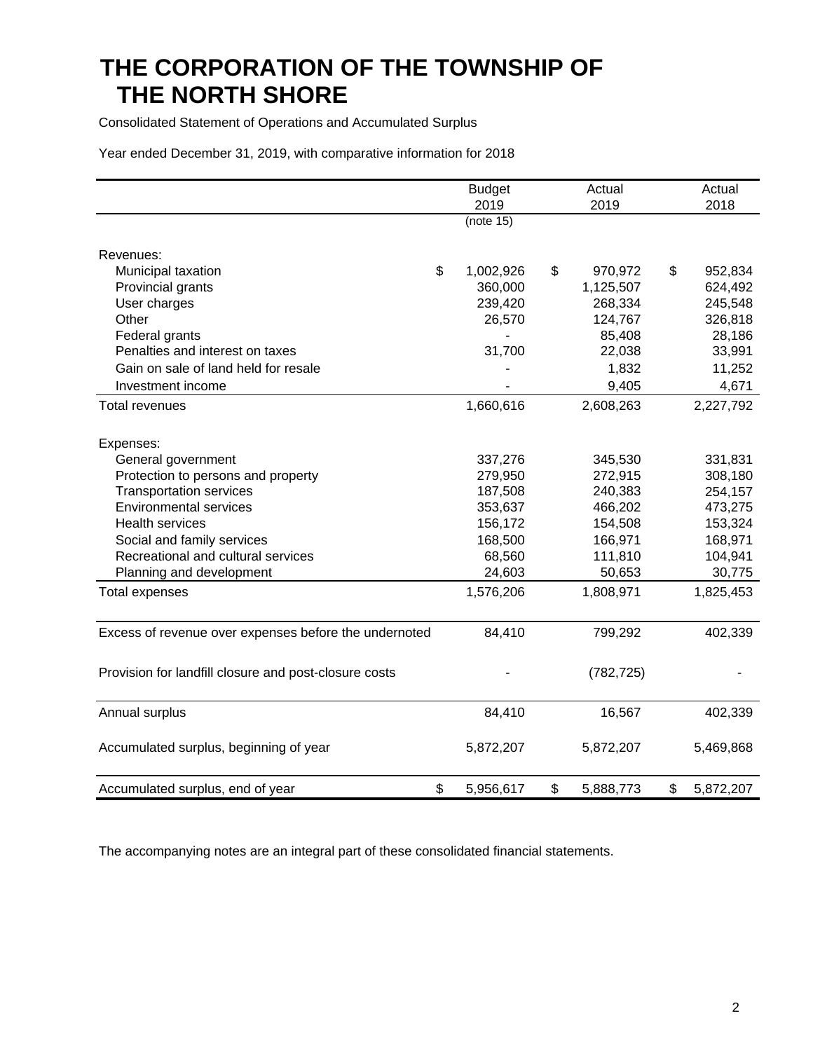# THE CORPORATION OF THE TOWNSHIP OF THE NORTH SHORE

Consolidated Statement of Operations and Accumulated Surplus

Year ended December 31, 2019, with comparative information for 2018

| | Budget 2019 (note 15) | Actual 2019 | Actual 2018 |
|---|---|---|---|
| Revenues: | | | |
| Municipal taxation | $ 1,002,926 | $ 970,972 | $ 952,834 |
| Provincial grants | 360,000 | 1,125,507 | 624,492 |
| User charges | 239,420 | 268,334 | 245,548 |
| Other | 26,570 | 124,767 | 326,818 |
| Federal grants | - | 85,408 | 28,186 |
| Penalties and interest on taxes | 31,700 | 22,038 | 33,991 |
| Gain on sale of land held for resale | - | 1,832 | 11,252 |
| Investment income | - | 9,405 | 4,671 |
| Total revenues | 1,660,616 | 2,608,263 | 2,227,792 |
| Expenses: | | | |
| General government | 337,276 | 345,530 | 331,831 |
| Protection to persons and property | 279,950 | 272,915 | 308,180 |
| Transportation services | 187,508 | 240,383 | 254,157 |
| Environmental services | 353,637 | 466,202 | 473,275 |
| Health services | 156,172 | 154,508 | 153,324 |
| Social and family services | 168,500 | 166,971 | 168,971 |
| Recreational and cultural services | 68,560 | 111,810 | 104,941 |
| Planning and development | 24,603 | 50,653 | 30,775 |
| Total expenses | 1,576,206 | 1,808,971 | 1,825,453 |
| Excess of revenue over expenses before the undernoted | 84,410 | 799,292 | 402,339 |
| Provision for landfill closure and post-closure costs | - | (782,725) | - |
| Annual surplus | 84,410 | 16,567 | 402,339 |
| Accumulated surplus, beginning of year | 5,872,207 | 5,872,207 | 5,469,868 |
| Accumulated surplus, end of year | $ 5,956,617 | $ 5,888,773 | $ 5,872,207 |

The accompanying notes are an integral part of these consolidated financial statements.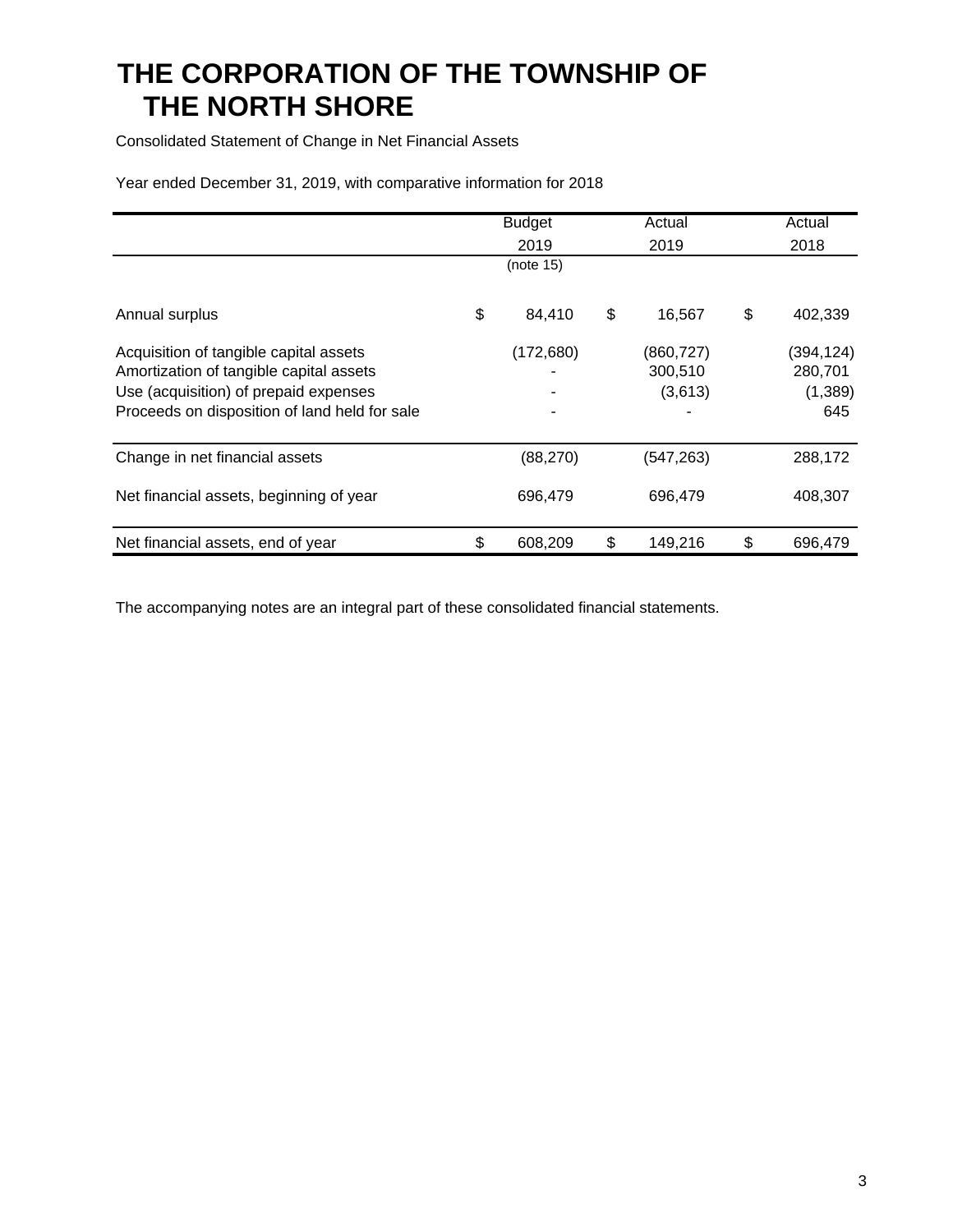# THE CORPORATION OF THE TOWNSHIP OF THE NORTH SHORE

Consolidated Statement of Change in Net Financial Assets

Year ended December 31, 2019, with comparative information for 2018

| | Budget 2019 (note 15) | Actual 2019 | Actual 2018 |
|---|---|---|---|
| Annual surplus | $ 84,410 | $ 16,567 | $ 402,339 |
| Acquisition of tangible capital assets | (172,680) | (860,727) | (394,124) |
| Amortization of tangible capital assets | - | 300,510 | 280,701 |
| Use (acquisition) of prepaid expenses | - | (3,613) | (1,389) |
| Proceeds on disposition of land held for sale | - | - | 645 |
| Change in net financial assets | (88,270) | (547,263) | 288,172 |
| Net financial assets, beginning of year | 696,479 | 696,479 | 408,307 |
| Net financial assets, end of year | $ 608,209 | $ 149,216 | $ 696,479 |

The accompanying notes are an integral part of these consolidated financial statements.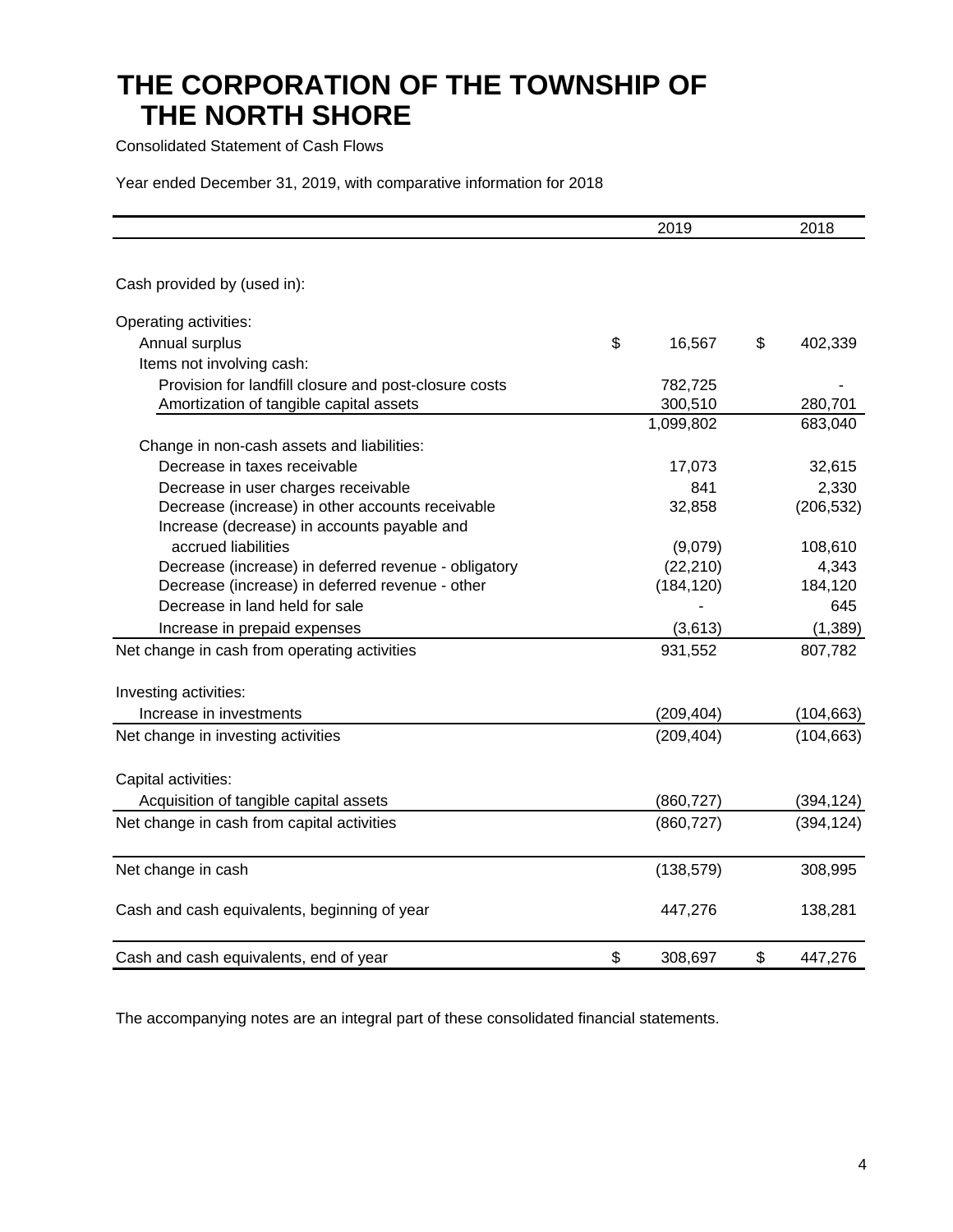# THE CORPORATION OF THE TOWNSHIP OF THE NORTH SHORE

Consolidated Statement of Cash Flows

Year ended December 31, 2019, with comparative information for 2018

| | 2019 | 2018 |
|---|---|---|
| Cash provided by (used in): | | |
| Operating activities: | | |
| Annual surplus | $ 16,567 | $ 402,339 |
| Items not involving cash: | | |
| Provision for landfill closure and post-closure costs | 782,725 | - |
| Amortization of tangible capital assets | 300,510 | 280,701 |
| | 1,099,802 | 683,040 |
| Change in non-cash assets and liabilities: | | |
| Decrease in taxes receivable | 17,073 | 32,615 |
| Decrease in user charges receivable | 841 | 2,330 |
| Decrease (increase) in other accounts receivable | 32,858 | (206,532) |
| Increase (decrease) in accounts payable and accrued liabilities | (9,079) | 108,610 |
| Decrease (increase) in deferred revenue - obligatory | (22,210) | 4,343 |
| Decrease (increase) in deferred revenue - other | (184,120) | 184,120 |
| Decrease in land held for sale | - | 645 |
| Increase in prepaid expenses | (3,613) | (1,389) |
| Net change in cash from operating activities | 931,552 | 807,782 |
| Investing activities: | | |
| Increase in investments | (209,404) | (104,663) |
| Net change in investing activities | (209,404) | (104,663) |
| Capital activities: | | |
| Acquisition of tangible capital assets | (860,727) | (394,124) |
| Net change in cash from capital activities | (860,727) | (394,124) |
| Net change in cash | (138,579) | 308,995 |
| Cash and cash equivalents, beginning of year | 447,276 | 138,281 |
| Cash and cash equivalents, end of year | $ 308,697 | $ 447,276 |

The accompanying notes are an integral part of these consolidated financial statements.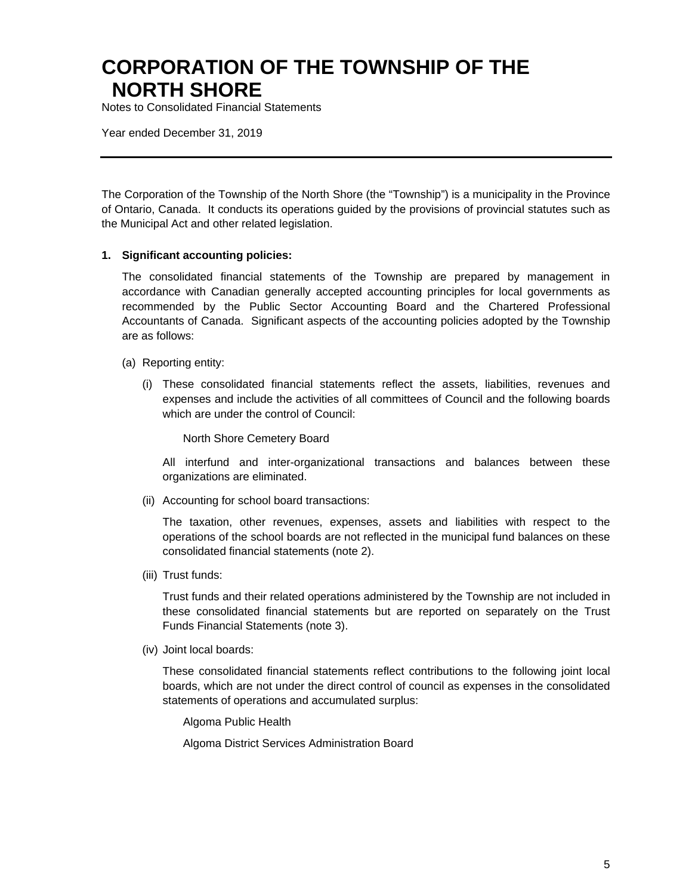# CORPORATION OF THE TOWNSHIP OF THE NORTH SHORE

Notes to Consolidated Financial Statements

Year ended December 31, 2019

---

The Corporation of the Township of the North Shore (the "Township") is a municipality in the Province of Ontario, Canada. It conducts its operations guided by the provisions of provincial statutes such as the Municipal Act and other related legislation.

**1. Significant accounting policies:**

The consolidated financial statements of the Township are prepared by management in accordance with Canadian generally accepted accounting principles for local governments as recommended by the Public Sector Accounting Board and the Chartered Professional Accountants of Canada. Significant aspects of the accounting policies adopted by the Township are as follows:

(a) Reporting entity:

(i) These consolidated financial statements reflect the assets, liabilities, revenues and expenses and include the activities of all committees of Council and the following boards which are under the control of Council:

North Shore Cemetery Board

All interfund and inter-organizational transactions and balances between these organizations are eliminated.

(ii) Accounting for school board transactions:

The taxation, other revenues, expenses, assets and liabilities with respect to the operations of the school boards are not reflected in the municipal fund balances on these consolidated financial statements (note 2).

(iii) Trust funds:

Trust funds and their related operations administered by the Township are not included in these consolidated financial statements but are reported on separately on the Trust Funds Financial Statements (note 3).

(iv) Joint local boards:

These consolidated financial statements reflect contributions to the following joint local boards, which are not under the direct control of council as expenses in the consolidated statements of operations and accumulated surplus:

Algoma Public Health

Algoma District Services Administration Board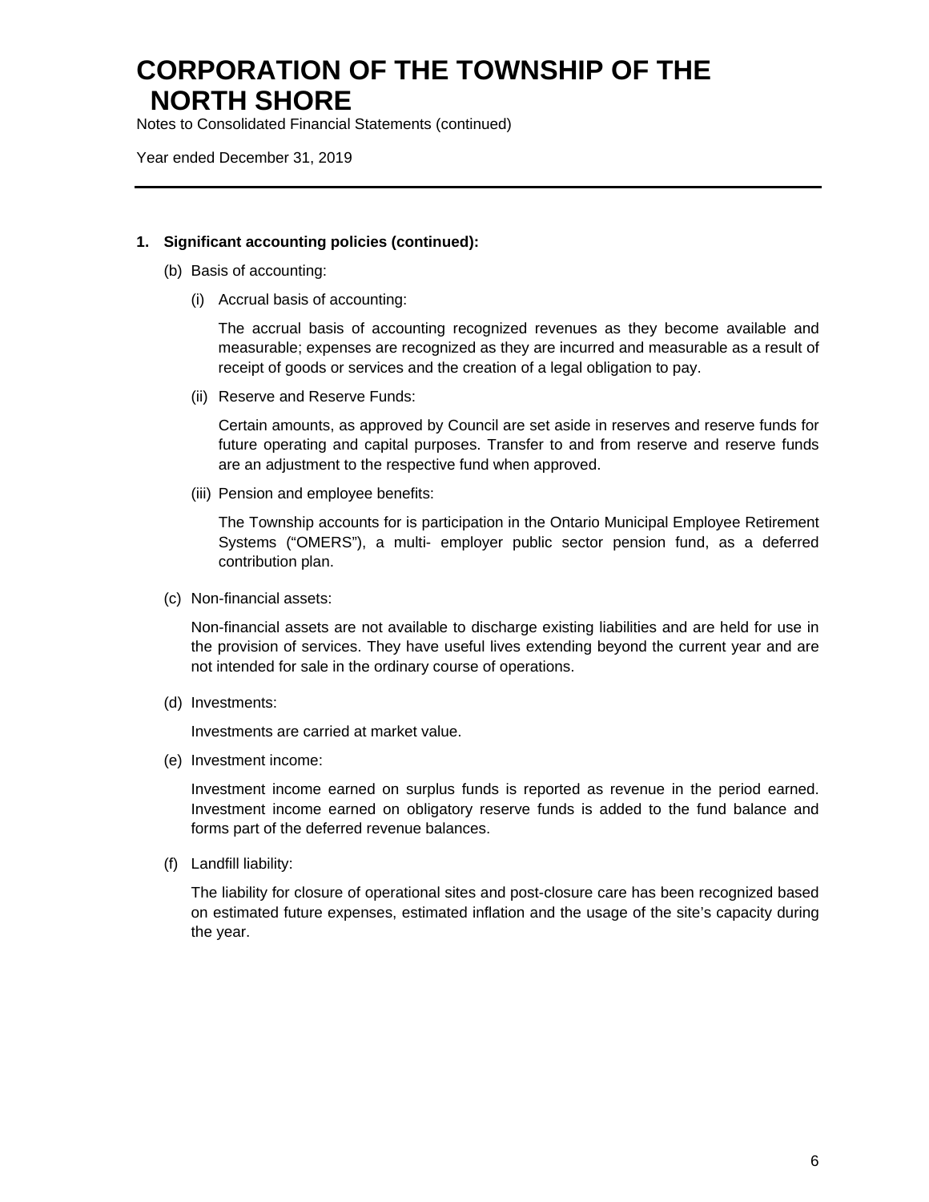# CORPORATION OF THE TOWNSHIP OF THE NORTH SHORE

Notes to Consolidated Financial Statements (continued)

Year ended December 31, 2019

---

**1. Significant accounting policies (continued):**

(b) Basis of accounting:

(i) Accrual basis of accounting:

The accrual basis of accounting recognized revenues as they become available and measurable; expenses are recognized as they are incurred and measurable as a result of receipt of goods or services and the creation of a legal obligation to pay.

(ii) Reserve and Reserve Funds:

Certain amounts, as approved by Council are set aside in reserves and reserve funds for future operating and capital purposes. Transfer to and from reserve and reserve funds are an adjustment to the respective fund when approved.

(iii) Pension and employee benefits:

The Township accounts for is participation in the Ontario Municipal Employee Retirement Systems ("OMERS"), a multi- employer public sector pension fund, as a deferred contribution plan.

(c) Non-financial assets:

Non-financial assets are not available to discharge existing liabilities and are held for use in the provision of services. They have useful lives extending beyond the current year and are not intended for sale in the ordinary course of operations.

(d) Investments:

Investments are carried at market value.

(e) Investment income:

Investment income earned on surplus funds is reported as revenue in the period earned. Investment income earned on obligatory reserve funds is added to the fund balance and forms part of the deferred revenue balances.

(f) Landfill liability:

The liability for closure of operational sites and post-closure care has been recognized based on estimated future expenses, estimated inflation and the usage of the site's capacity during the year.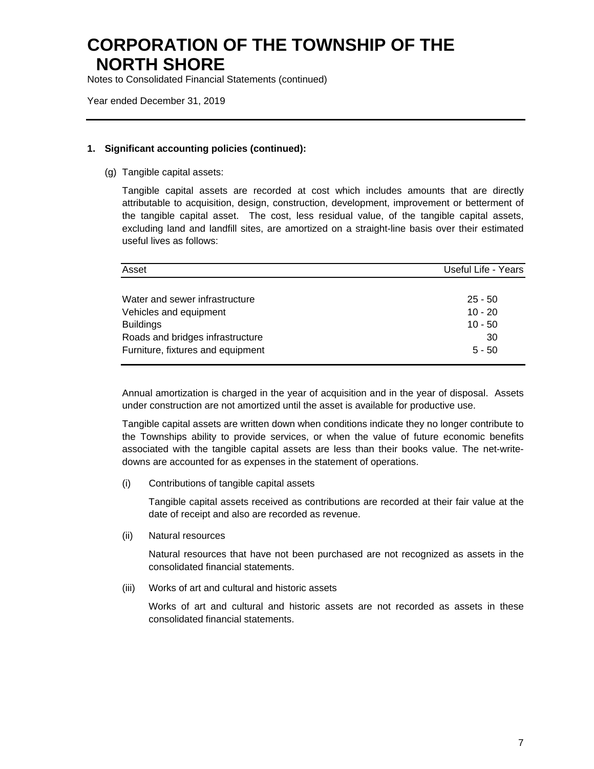# CORPORATION OF THE TOWNSHIP OF THE NORTH SHORE

Notes to Consolidated Financial Statements (continued)

Year ended December 31, 2019

**1. Significant accounting policies (continued):**

(g) Tangible capital assets:

Tangible capital assets are recorded at cost which includes amounts that are directly attributable to acquisition, design, construction, development, improvement or betterment of the tangible capital asset. The cost, less residual value, of the tangible capital assets, excluding land and landfill sites, are amortized on a straight-line basis over their estimated useful lives as follows:

| Asset | Useful Life - Years |
|---|---|
| Water and sewer infrastructure | 25 - 50 |
| Vehicles and equipment | 10 - 20 |
| Buildings | 10 - 50 |
| Roads and bridges infrastructure | 30 |
| Furniture, fixtures and equipment | 5 - 50 |

Annual amortization is charged in the year of acquisition and in the year of disposal. Assets under construction are not amortized until the asset is available for productive use.

Tangible capital assets are written down when conditions indicate they no longer contribute to the Townships ability to provide services, or when the value of future economic benefits associated with the tangible capital assets are less than their books value. The net-write-downs are accounted for as expenses in the statement of operations.

(i) Contributions of tangible capital assets

Tangible capital assets received as contributions are recorded at their fair value at the date of receipt and also are recorded as revenue.

(ii) Natural resources

Natural resources that have not been purchased are not recognized as assets in the consolidated financial statements.

(iii) Works of art and cultural and historic assets

Works of art and cultural and historic assets are not recorded as assets in these consolidated financial statements.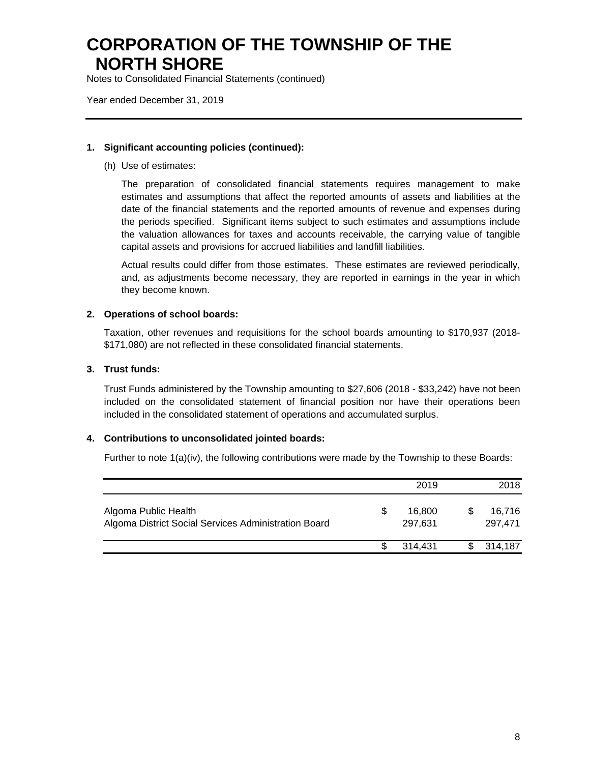# CORPORATION OF THE TOWNSHIP OF THE NORTH SHORE

Notes to Consolidated Financial Statements (continued)

Year ended December 31, 2019

---

**1. Significant accounting policies (continued):**

(h) Use of estimates:

The preparation of consolidated financial statements requires management to make estimates and assumptions that affect the reported amounts of assets and liabilities at the date of the financial statements and the reported amounts of revenue and expenses during the periods specified. Significant items subject to such estimates and assumptions include the valuation allowances for taxes and accounts receivable, the carrying value of tangible capital assets and provisions for accrued liabilities and landfill liabilities.

Actual results could differ from those estimates. These estimates are reviewed periodically, and, as adjustments become necessary, they are reported in earnings in the year in which they become known.

**2. Operations of school boards:**

Taxation, other revenues and requisitions for the school boards amounting to $170,937 (2018- $171,080) are not reflected in these consolidated financial statements.

**3. Trust funds:**

Trust Funds administered by the Township amounting to $27,606 (2018 - $33,242) have not been included on the consolidated statement of financial position nor have their operations been included in the consolidated statement of operations and accumulated surplus.

**4. Contributions to unconsolidated jointed boards:**

Further to note 1(a)(iv), the following contributions were made by the Township to these Boards:

| | 2019 | 2018 |
|---|---|---|
| Algoma Public Health | $ 16,800 | $ 16,716 |
| Algoma District Social Services Administration Board | 297,631 | 297,471 |
| | $ 314,431 | $ 314,187 |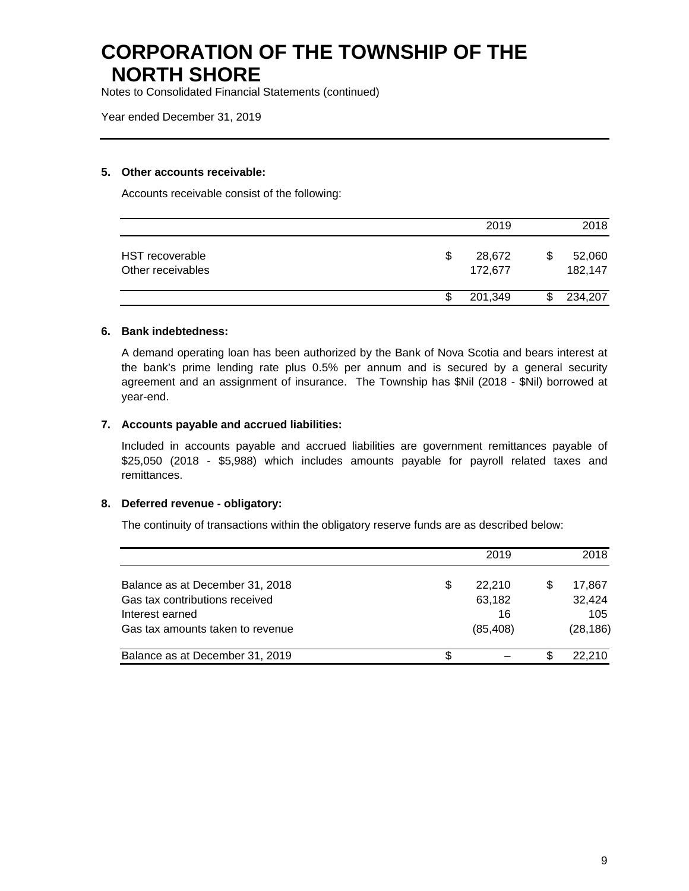# CORPORATION OF THE TOWNSHIP OF THE NORTH SHORE

Notes to Consolidated Financial Statements (continued)

Year ended December 31, 2019

**5. Other accounts receivable:**

Accounts receivable consist of the following:

| | 2019 | 2018 |
|---|---|---|
| HST recoverable | $ 28,672 | $ 52,060 |
| Other receivables | 172,677 | 182,147 |
| | $ 201,349 | $ 234,207 |

**6. Bank indebtedness:**

A demand operating loan has been authorized by the Bank of Nova Scotia and bears interest at the bank's prime lending rate plus 0.5% per annum and is secured by a general security agreement and an assignment of insurance. The Township has $Nil (2018 - $Nil) borrowed at year-end.

**7. Accounts payable and accrued liabilities:**

Included in accounts payable and accrued liabilities are government remittances payable of $25,050 (2018 - $5,988) which includes amounts payable for payroll related taxes and remittances.

**8. Deferred revenue - obligatory:**

The continuity of transactions within the obligatory reserve funds are as described below:

| | 2019 | 2018 |
|---|---|---|
| Balance as at December 31, 2018 | $ 22,210 | $ 17,867 |
| Gas tax contributions received | 63,182 | 32,424 |
| Interest earned | 16 | 105 |
| Gas tax amounts taken to revenue | (85,408) | (28,186) |
| Balance as at December 31, 2019 | $ – | $ 22,210 |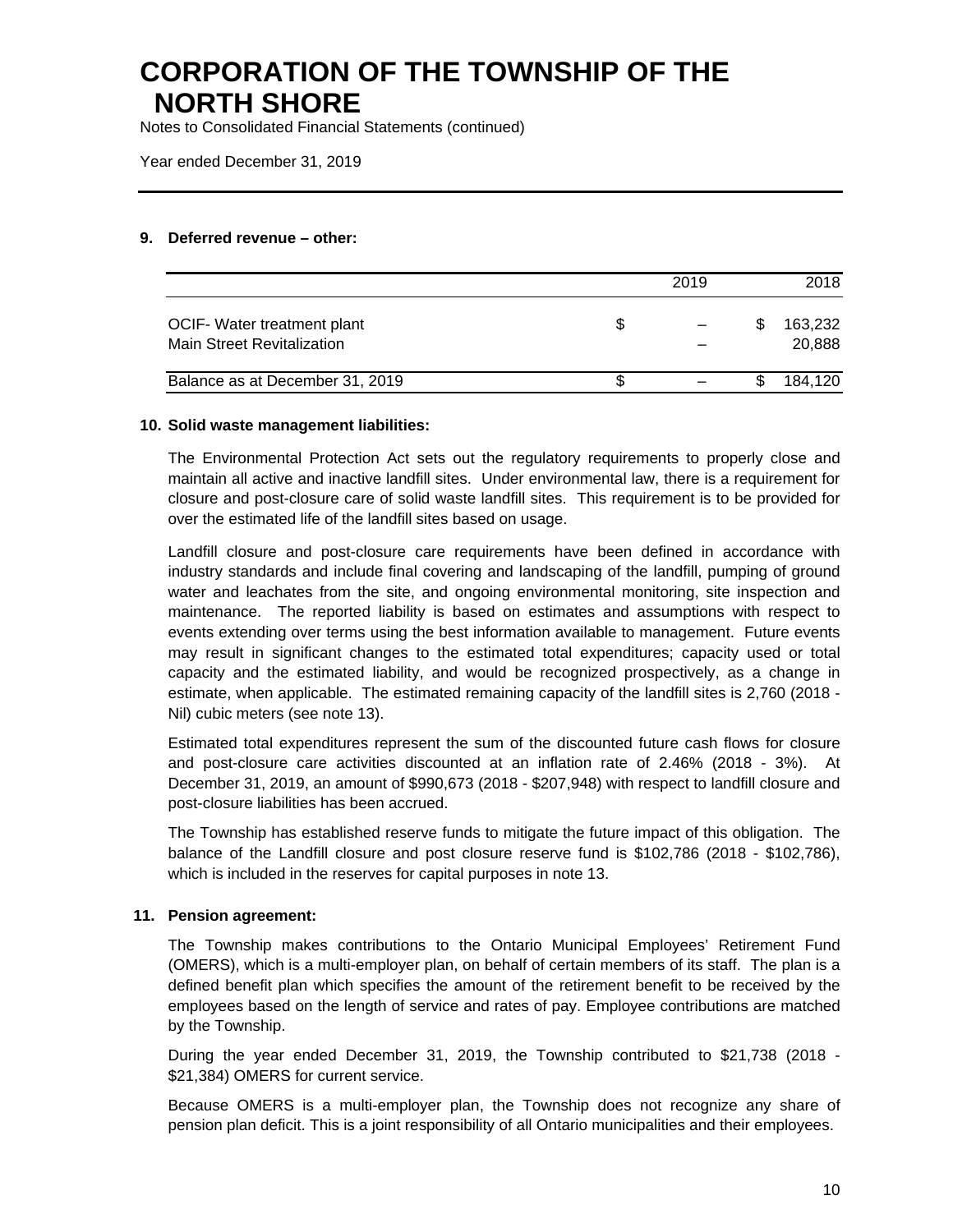# CORPORATION OF THE TOWNSHIP OF THE NORTH SHORE

Notes to Consolidated Financial Statements (continued)

Year ended December 31, 2019

### 9. Deferred revenue – other:

| | 2019 | 2018 |
|---|---|---|
| OCIF- Water treatment plant | $ – | $ 163,232 |
| Main Street Revitalization | – | 20,888 |
| Balance as at December 31, 2019 | $ – | $ 184,120 |

### 10. Solid waste management liabilities:

The Environmental Protection Act sets out the regulatory requirements to properly close and maintain all active and inactive landfill sites. Under environmental law, there is a requirement for closure and post-closure care of solid waste landfill sites. This requirement is to be provided for over the estimated life of the landfill sites based on usage.

Landfill closure and post-closure care requirements have been defined in accordance with industry standards and include final covering and landscaping of the landfill, pumping of ground water and leachates from the site, and ongoing environmental monitoring, site inspection and maintenance. The reported liability is based on estimates and assumptions with respect to events extending over terms using the best information available to management. Future events may result in significant changes to the estimated total expenditures; capacity used or total capacity and the estimated liability, and would be recognized prospectively, as a change in estimate, when applicable. The estimated remaining capacity of the landfill sites is 2,760 (2018 - Nil) cubic meters (see note 13).

Estimated total expenditures represent the sum of the discounted future cash flows for closure and post-closure care activities discounted at an inflation rate of 2.46% (2018 - 3%). At December 31, 2019, an amount of $990,673 (2018 - $207,948) with respect to landfill closure and post-closure liabilities has been accrued.

The Township has established reserve funds to mitigate the future impact of this obligation. The balance of the Landfill closure and post closure reserve fund is $102,786 (2018 - $102,786), which is included in the reserves for capital purposes in note 13.

### 11. Pension agreement:

The Township makes contributions to the Ontario Municipal Employees' Retirement Fund (OMERS), which is a multi-employer plan, on behalf of certain members of its staff. The plan is a defined benefit plan which specifies the amount of the retirement benefit to be received by the employees based on the length of service and rates of pay. Employee contributions are matched by the Township.

During the year ended December 31, 2019, the Township contributed to $21,738 (2018 - $21,384) OMERS for current service.

Because OMERS is a multi-employer plan, the Township does not recognize any share of pension plan deficit. This is a joint responsibility of all Ontario municipalities and their employees.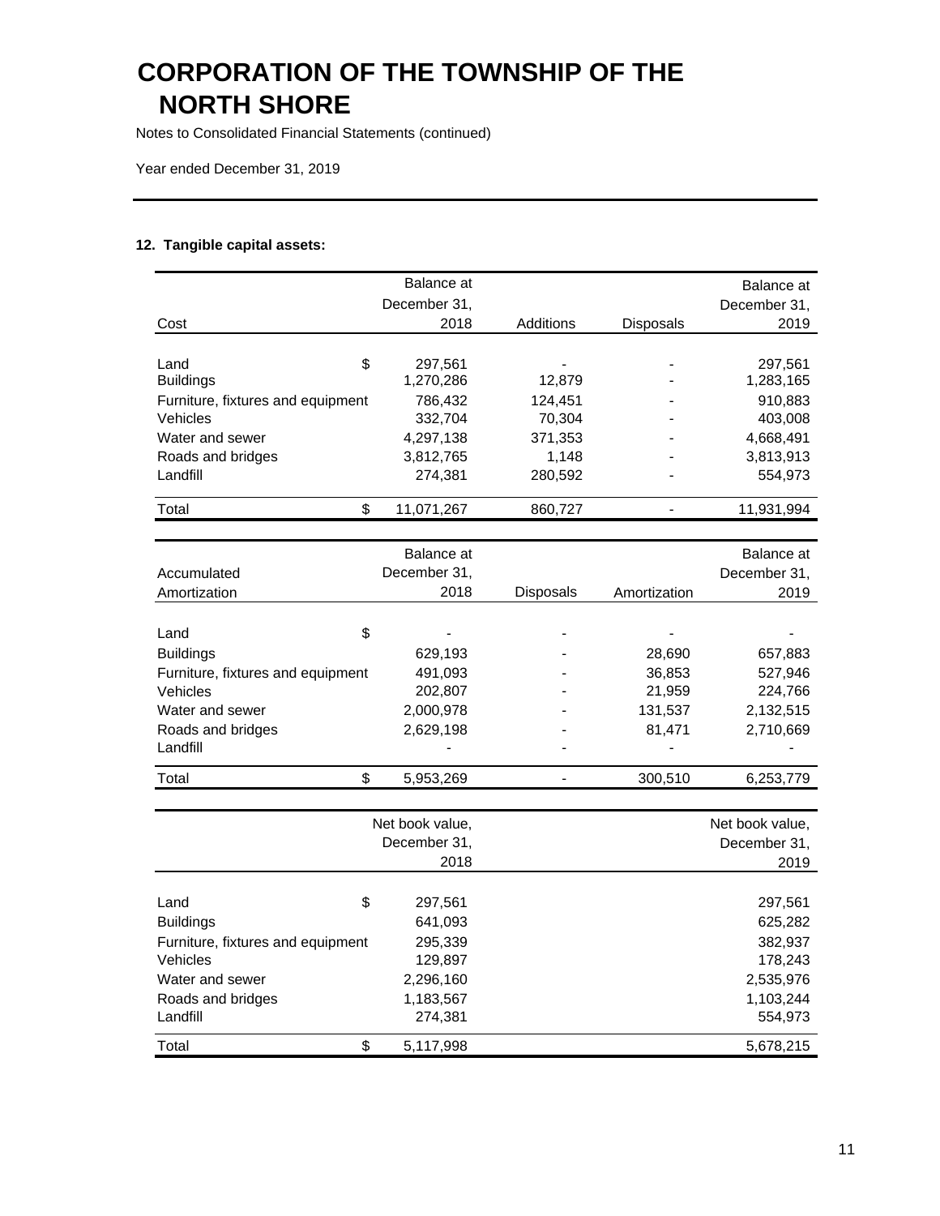# CORPORATION OF THE TOWNSHIP OF THE NORTH SHORE

Notes to Consolidated Financial Statements (continued)

Year ended December 31, 2019

**12. Tangible capital assets:**

| Cost | | Balance at December 31, 2018 | Additions | Disposals | Balance at December 31, 2019 |
|---|---|---|---|---|---|
| Land | $ | 297,561 | - | - | 297,561 |
| Buildings | | 1,270,286 | 12,879 | - | 1,283,165 |
| Furniture, fixtures and equipment | | 786,432 | 124,451 | - | 910,883 |
| Vehicles | | 332,704 | 70,304 | - | 403,008 |
| Water and sewer | | 4,297,138 | 371,353 | - | 4,668,491 |
| Roads and bridges | | 3,812,765 | 1,148 | - | 3,813,913 |
| Landfill | | 274,381 | 280,592 | - | 554,973 |
| Total | $ | 11,071,267 | 860,727 | - | 11,931,994 |

| Accumulated Amortization | | Balance at December 31, 2018 | Disposals | Amortization | Balance at December 31, 2019 |
|---|---|---|---|---|---|
| Land | $ | - | - | - | - |
| Buildings | | 629,193 | - | 28,690 | 657,883 |
| Furniture, fixtures and equipment | | 491,093 | - | 36,853 | 527,946 |
| Vehicles | | 202,807 | - | 21,959 | 224,766 |
| Water and sewer | | 2,000,978 | - | 131,537 | 2,132,515 |
| Roads and bridges | | 2,629,198 | - | 81,471 | 2,710,669 |
| Landfill | | - | - | - | - |
| Total | $ | 5,953,269 | - | 300,510 | 6,253,779 |

| | | Net book value, December 31, 2018 | Net book value, December 31, 2019 |
|---|---|---|---|
| Land | $ | 297,561 | 297,561 |
| Buildings | | 641,093 | 625,282 |
| Furniture, fixtures and equipment | | 295,339 | 382,937 |
| Vehicles | | 129,897 | 178,243 |
| Water and sewer | | 2,296,160 | 2,535,976 |
| Roads and bridges | | 1,183,567 | 1,103,244 |
| Landfill | | 274,381 | 554,973 |
| Total | $ | 5,117,998 | 5,678,215 |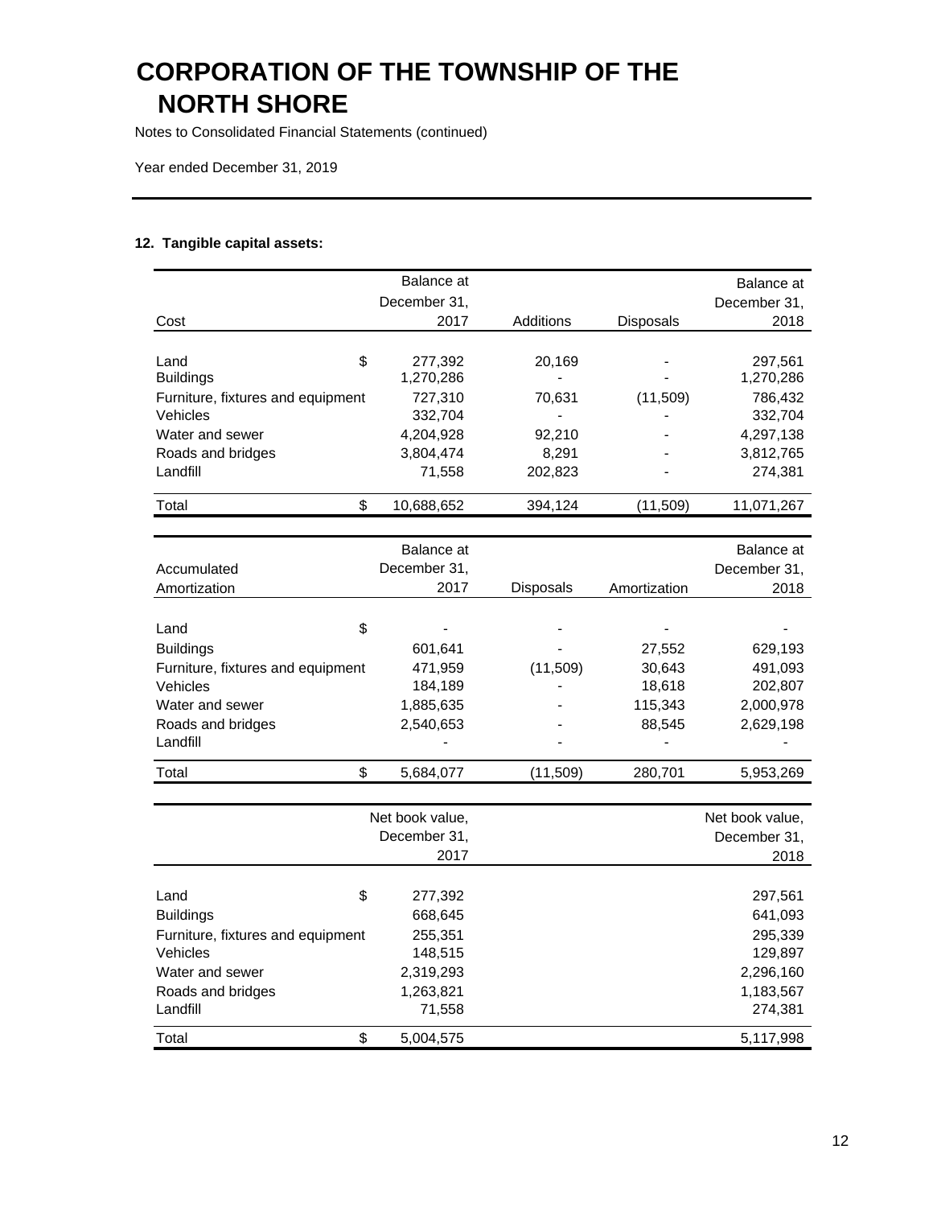# CORPORATION OF THE TOWNSHIP OF THE NORTH SHORE

Notes to Consolidated Financial Statements (continued)

Year ended December 31, 2019

**12. Tangible capital assets:**

| Cost | | Balance at December 31, 2017 | Additions | Disposals | Balance at December 31, 2018 |
|---|---|---|---|---|---|
| Land | $ | 277,392 | 20,169 | - | 297,561 |
| Buildings | | 1,270,286 | - | - | 1,270,286 |
| Furniture, fixtures and equipment | | 727,310 | 70,631 | (11,509) | 786,432 |
| Vehicles | | 332,704 | - | - | 332,704 |
| Water and sewer | | 4,204,928 | 92,210 | - | 4,297,138 |
| Roads and bridges | | 3,804,474 | 8,291 | - | 3,812,765 |
| Landfill | | 71,558 | 202,823 | - | 274,381 |
| Total | $ | 10,688,652 | 394,124 | (11,509) | 11,071,267 |

| Accumulated Amortization | | Balance at December 31, 2017 | Disposals | Amortization | Balance at December 31, 2018 |
|---|---|---|---|---|---|
| Land | $ | - | - | - | - |
| Buildings | | 601,641 | - | 27,552 | 629,193 |
| Furniture, fixtures and equipment | | 471,959 | (11,509) | 30,643 | 491,093 |
| Vehicles | | 184,189 | - | 18,618 | 202,807 |
| Water and sewer | | 1,885,635 | - | 115,343 | 2,000,978 |
| Roads and bridges | | 2,540,653 | - | 88,545 | 2,629,198 |
| Landfill | | - | - | - | - |
| Total | $ | 5,684,077 | (11,509) | 280,701 | 5,953,269 |

| | | Net book value, December 31, 2017 | Net book value, December 31, 2018 |
|---|---|---|---|
| Land | $ | 277,392 | 297,561 |
| Buildings | | 668,645 | 641,093 |
| Furniture, fixtures and equipment | | 255,351 | 295,339 |
| Vehicles | | 148,515 | 129,897 |
| Water and sewer | | 2,319,293 | 2,296,160 |
| Roads and bridges | | 1,263,821 | 1,183,567 |
| Landfill | | 71,558 | 274,381 |
| Total | $ | 5,004,575 | 5,117,998 |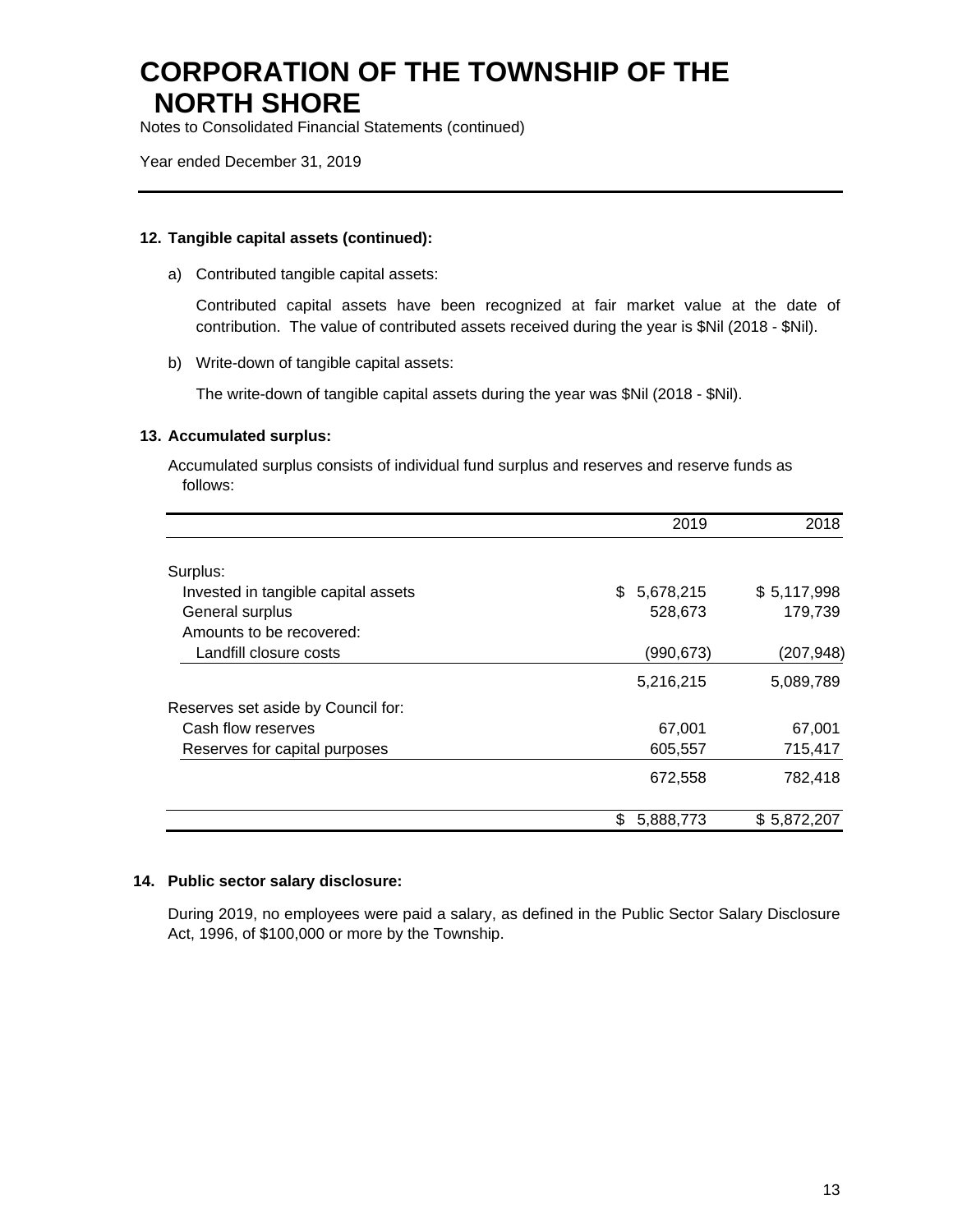# CORPORATION OF THE TOWNSHIP OF THE NORTH SHORE

Notes to Consolidated Financial Statements (continued)

Year ended December 31, 2019

## 12. Tangible capital assets (continued):

a) Contributed tangible capital assets:

Contributed capital assets have been recognized at fair market value at the date of contribution. The value of contributed assets received during the year is $Nil (2018 - $Nil).

b) Write-down of tangible capital assets:

The write-down of tangible capital assets during the year was $Nil (2018 - $Nil).

## 13. Accumulated surplus:

Accumulated surplus consists of individual fund surplus and reserves and reserve funds as follows:

| | 2019 | 2018 |
|---|---|---|
| Surplus: | | |
| Invested in tangible capital assets | $ 5,678,215 | $ 5,117,998 |
| General surplus | 528,673 | 179,739 |
| Amounts to be recovered: | | |
| Landfill closure costs | (990,673) | (207,948) |
| | 5,216,215 | 5,089,789 |
| Reserves set aside by Council for: | | |
| Cash flow reserves | 67,001 | 67,001 |
| Reserves for capital purposes | 605,557 | 715,417 |
| | 672,558 | 782,418 |
| | $ 5,888,773 | $ 5,872,207 |

## 14. Public sector salary disclosure:

During 2019, no employees were paid a salary, as defined in the Public Sector Salary Disclosure Act, 1996, of $100,000 or more by the Township.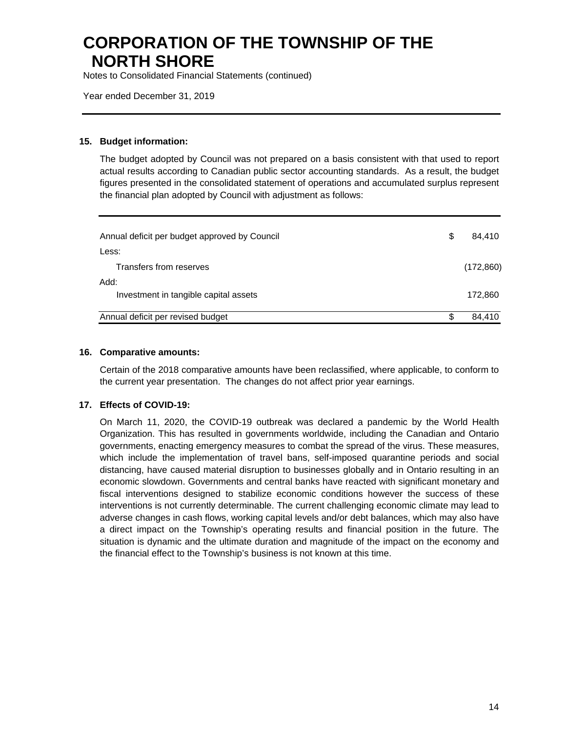# CORPORATION OF THE TOWNSHIP OF THE NORTH SHORE

Notes to Consolidated Financial Statements (continued)

Year ended December 31, 2019

### 15. Budget information:

The budget adopted by Council was not prepared on a basis consistent with that used to report actual results according to Canadian public sector accounting standards. As a result, the budget figures presented in the consolidated statement of operations and accumulated surplus represent the financial plan adopted by Council with adjustment as follows:

| | | |
|---|---|---|
| Annual deficit per budget approved by Council | $ | 84,410 |
| Less: | | |
| Transfers from reserves | | (172,860) |
| Add: | | |
| Investment in tangible capital assets | | 172,860 |
| Annual deficit per revised budget | $ | 84,410 |

### 16. Comparative amounts:

Certain of the 2018 comparative amounts have been reclassified, where applicable, to conform to the current year presentation. The changes do not affect prior year earnings.

### 17. Effects of COVID-19:

On March 11, 2020, the COVID-19 outbreak was declared a pandemic by the World Health Organization. This has resulted in governments worldwide, including the Canadian and Ontario governments, enacting emergency measures to combat the spread of the virus. These measures, which include the implementation of travel bans, self-imposed quarantine periods and social distancing, have caused material disruption to businesses globally and in Ontario resulting in an economic slowdown. Governments and central banks have reacted with significant monetary and fiscal interventions designed to stabilize economic conditions however the success of these interventions is not currently determinable. The current challenging economic climate may lead to adverse changes in cash flows, working capital levels and/or debt balances, which may also have a direct impact on the Township's operating results and financial position in the future. The situation is dynamic and the ultimate duration and magnitude of the impact on the economy and the financial effect to the Township's business is not known at this time.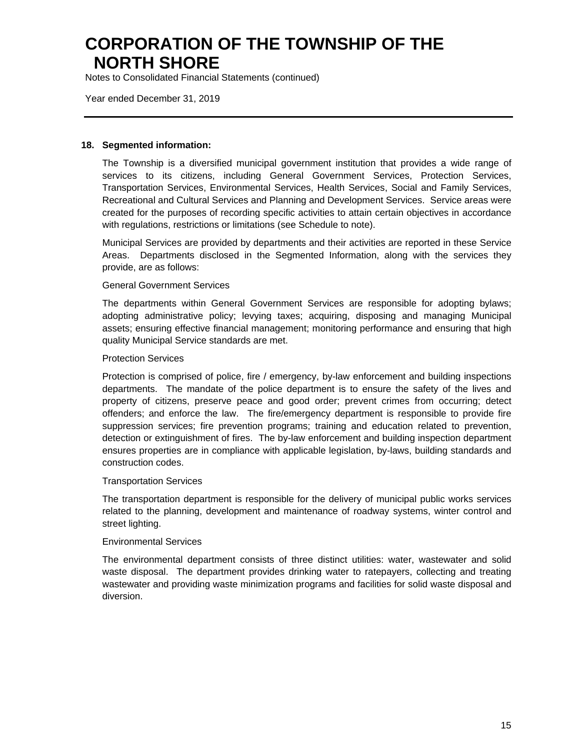# CORPORATION OF THE TOWNSHIP OF THE NORTH SHORE

Notes to Consolidated Financial Statements (continued)

Year ended December 31, 2019

---

**18. Segmented information:**

The Township is a diversified municipal government institution that provides a wide range of services to its citizens, including General Government Services, Protection Services, Transportation Services, Environmental Services, Health Services, Social and Family Services, Recreational and Cultural Services and Planning and Development Services. Service areas were created for the purposes of recording specific activities to attain certain objectives in accordance with regulations, restrictions or limitations (see Schedule to note).

Municipal Services are provided by departments and their activities are reported in these Service Areas. Departments disclosed in the Segmented Information, along with the services they provide, are as follows:

General Government Services

The departments within General Government Services are responsible for adopting bylaws; adopting administrative policy; levying taxes; acquiring, disposing and managing Municipal assets; ensuring effective financial management; monitoring performance and ensuring that high quality Municipal Service standards are met.

Protection Services

Protection is comprised of police, fire / emergency, by-law enforcement and building inspections departments. The mandate of the police department is to ensure the safety of the lives and property of citizens, preserve peace and good order; prevent crimes from occurring; detect offenders; and enforce the law. The fire/emergency department is responsible to provide fire suppression services; fire prevention programs; training and education related to prevention, detection or extinguishment of fires. The by-law enforcement and building inspection department ensures properties are in compliance with applicable legislation, by-laws, building standards and construction codes.

Transportation Services

The transportation department is responsible for the delivery of municipal public works services related to the planning, development and maintenance of roadway systems, winter control and street lighting.

Environmental Services

The environmental department consists of three distinct utilities: water, wastewater and solid waste disposal. The department provides drinking water to ratepayers, collecting and treating wastewater and providing waste minimization programs and facilities for solid waste disposal and diversion.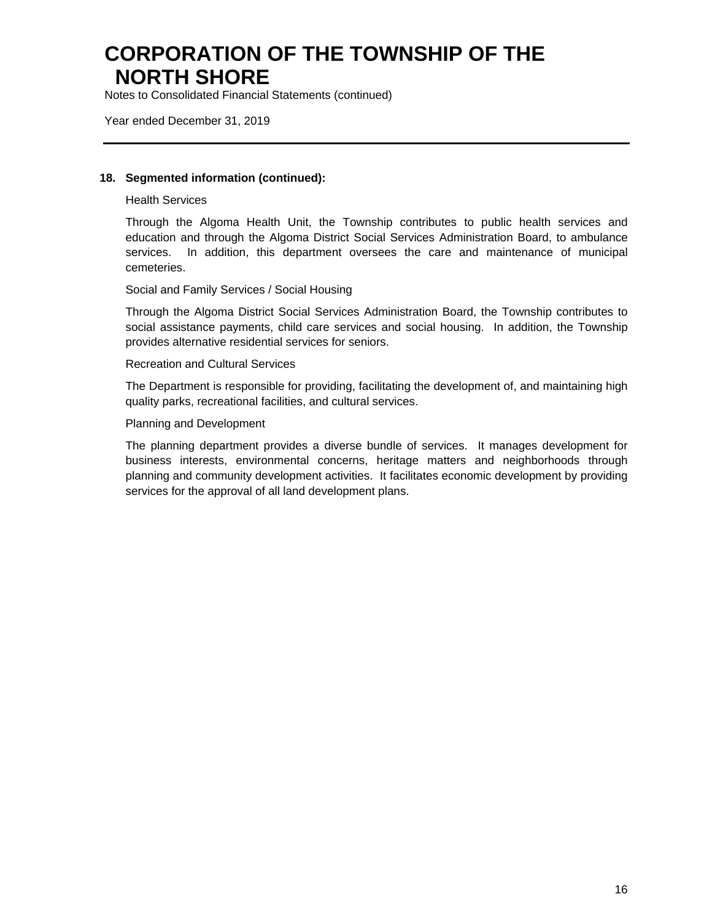# CORPORATION OF THE TOWNSHIP OF THE NORTH SHORE

Notes to Consolidated Financial Statements (continued)

Year ended December 31, 2019

---

**18. Segmented information (continued):**

Health Services

Through the Algoma Health Unit, the Township contributes to public health services and education and through the Algoma District Social Services Administration Board, to ambulance services. In addition, this department oversees the care and maintenance of municipal cemeteries.

Social and Family Services / Social Housing

Through the Algoma District Social Services Administration Board, the Township contributes to social assistance payments, child care services and social housing. In addition, the Township provides alternative residential services for seniors.

Recreation and Cultural Services

The Department is responsible for providing, facilitating the development of, and maintaining high quality parks, recreational facilities, and cultural services.

Planning and Development

The planning department provides a diverse bundle of services. It manages development for business interests, environmental concerns, heritage matters and neighborhoods through planning and community development activities. It facilitates economic development by providing services for the approval of all land development plans.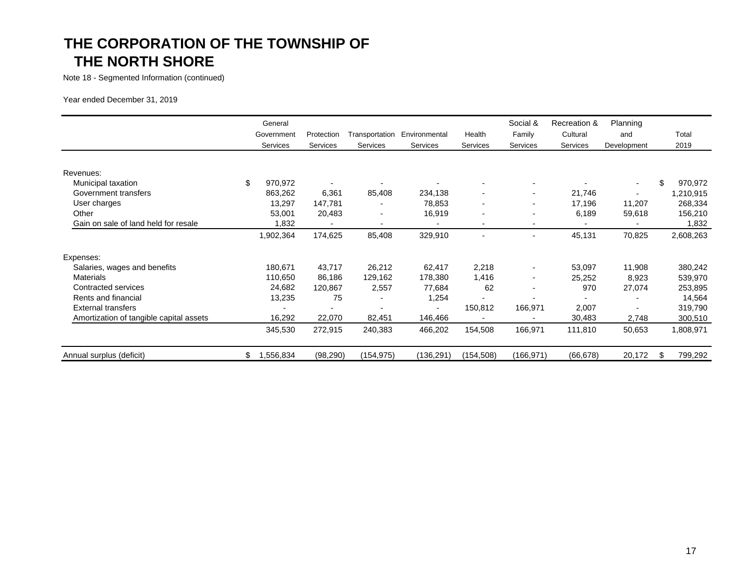# THE CORPORATION OF THE TOWNSHIP OF THE NORTH SHORE

Note 18 - Segmented Information (continued)

Year ended December 31, 2019

| | General Government Services | Protection Services | Transportation Services | Environmental Services | Health Services | Social & Family Services | Recreation & Cultural Services | Planning and Development | Total 2019 |
|---|---|---|---|---|---|---|---|---|---|
| Revenues: | | | | | | | | | |
| Municipal taxation | $ 970,972 | - | - | - | - | - | - | - | $ 970,972 |
| Government transfers | 863,262 | 6,361 | 85,408 | 234,138 | - | - | 21,746 | - | 1,210,915 |
| User charges | 13,297 | 147,781 | - | 78,853 | - | - | 17,196 | 11,207 | 268,334 |
| Other | 53,001 | 20,483 | - | 16,919 | - | - | 6,189 | 59,618 | 156,210 |
| Gain on sale of land held for resale | 1,832 | - | - | - | - | - | - | - | 1,832 |
| | 1,902,364 | 174,625 | 85,408 | 329,910 | - | - | 45,131 | 70,825 | 2,608,263 |
| Expenses: | | | | | | | | | |
| Salaries, wages and benefits | 180,671 | 43,717 | 26,212 | 62,417 | 2,218 | - | 53,097 | 11,908 | 380,242 |
| Materials | 110,650 | 86,186 | 129,162 | 178,380 | 1,416 | - | 25,252 | 8,923 | 539,970 |
| Contracted services | 24,682 | 120,867 | 2,557 | 77,684 | 62 | - | 970 | 27,074 | 253,895 |
| Rents and financial | 13,235 | 75 | - | 1,254 | - | - | - | - | 14,564 |
| External transfers | - | - | - | - | 150,812 | 166,971 | 2,007 | - | 319,790 |
| Amortization of tangible capital assets | 16,292 | 22,070 | 82,451 | 146,466 | - | - | 30,483 | 2,748 | 300,510 |
| | 345,530 | 272,915 | 240,383 | 466,202 | 154,508 | 166,971 | 111,810 | 50,653 | 1,808,971 |
| Annual surplus (deficit) | $ 1,556,834 | (98,290) | (154,975) | (136,291) | (154,508) | (166,971) | (66,678) | 20,172 | $ 799,292 |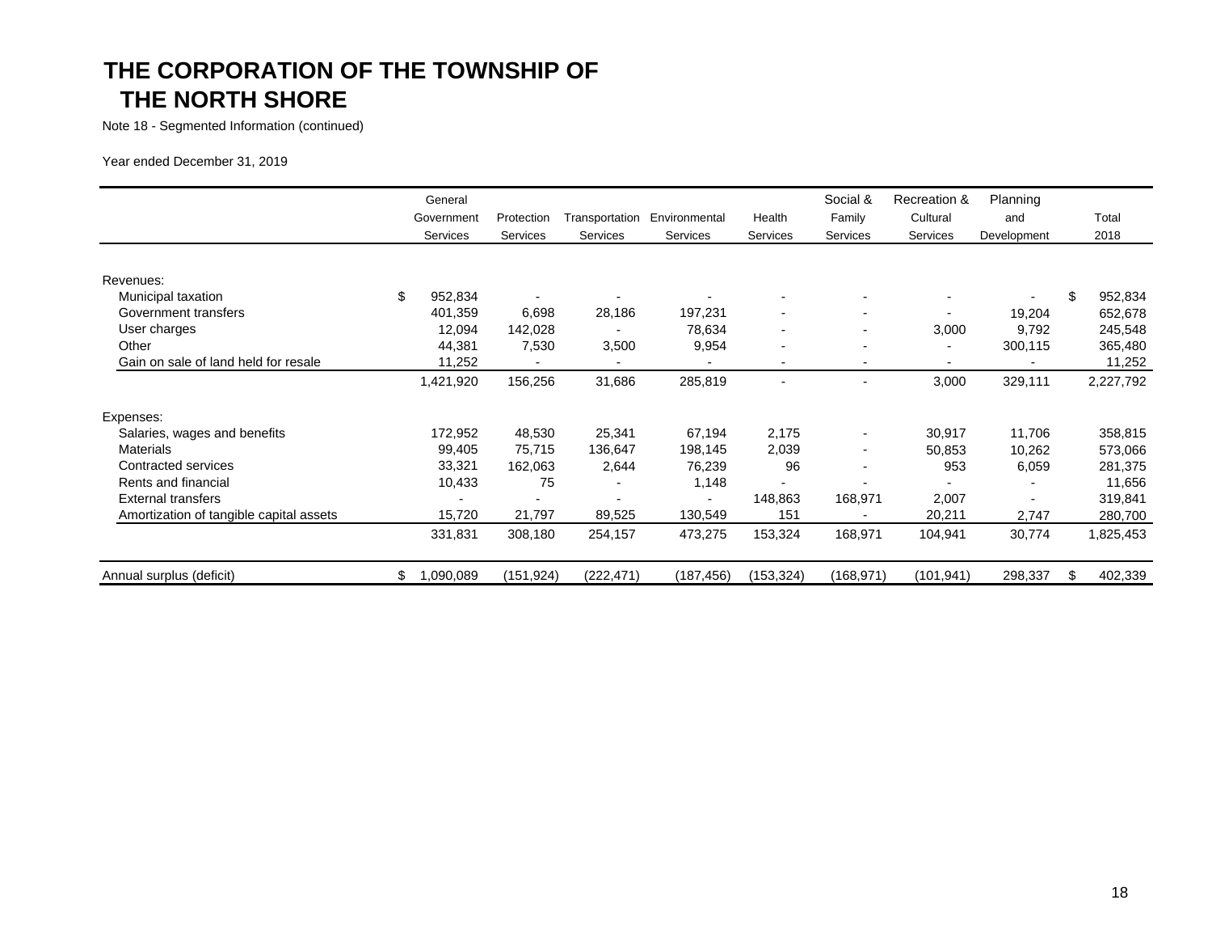# THE CORPORATION OF THE TOWNSHIP OF THE NORTH SHORE

Note 18 - Segmented Information (continued)

Year ended December 31, 2019

| | General Government Services | Protection Services | Transportation Services | Environmental Services | Health Services | Social & Family Services | Recreation & Cultural Services | Planning and Development | Total 2018 |
|---|---|---|---|---|---|---|---|---|---|
| Revenues: | | | | | | | | | |
| Municipal taxation | $ 952,834 | - | - | - | - | - | - | - | $ 952,834 |
| Government transfers | 401,359 | 6,698 | 28,186 | 197,231 | - | - | - | 19,204 | 652,678 |
| User charges | 12,094 | 142,028 | - | 78,634 | - | - | 3,000 | 9,792 | 245,548 |
| Other | 44,381 | 7,530 | 3,500 | 9,954 | - | - | - | 300,115 | 365,480 |
| Gain on sale of land held for resale | 11,252 | - | - | - | - | - | - | - | 11,252 |
| | 1,421,920 | 156,256 | 31,686 | 285,819 | - | - | 3,000 | 329,111 | 2,227,792 |
| Expenses: | | | | | | | | | |
| Salaries, wages and benefits | 172,952 | 48,530 | 25,341 | 67,194 | 2,175 | - | 30,917 | 11,706 | 358,815 |
| Materials | 99,405 | 75,715 | 136,647 | 198,145 | 2,039 | - | 50,853 | 10,262 | 573,066 |
| Contracted services | 33,321 | 162,063 | 2,644 | 76,239 | 96 | - | 953 | 6,059 | 281,375 |
| Rents and financial | 10,433 | 75 | - | 1,148 | - | - | - | - | 11,656 |
| External transfers | - | - | - | - | 148,863 | 168,971 | 2,007 | - | 319,841 |
| Amortization of tangible capital assets | 15,720 | 21,797 | 89,525 | 130,549 | 151 | - | 20,211 | 2,747 | 280,700 |
| | 331,831 | 308,180 | 254,157 | 473,275 | 153,324 | 168,971 | 104,941 | 30,774 | 1,825,453 |
| Annual surplus (deficit) | $ 1,090,089 | (151,924) | (222,471) | (187,456) | (153,324) | (168,971) | (101,941) | 298,337 | $ 402,339 |